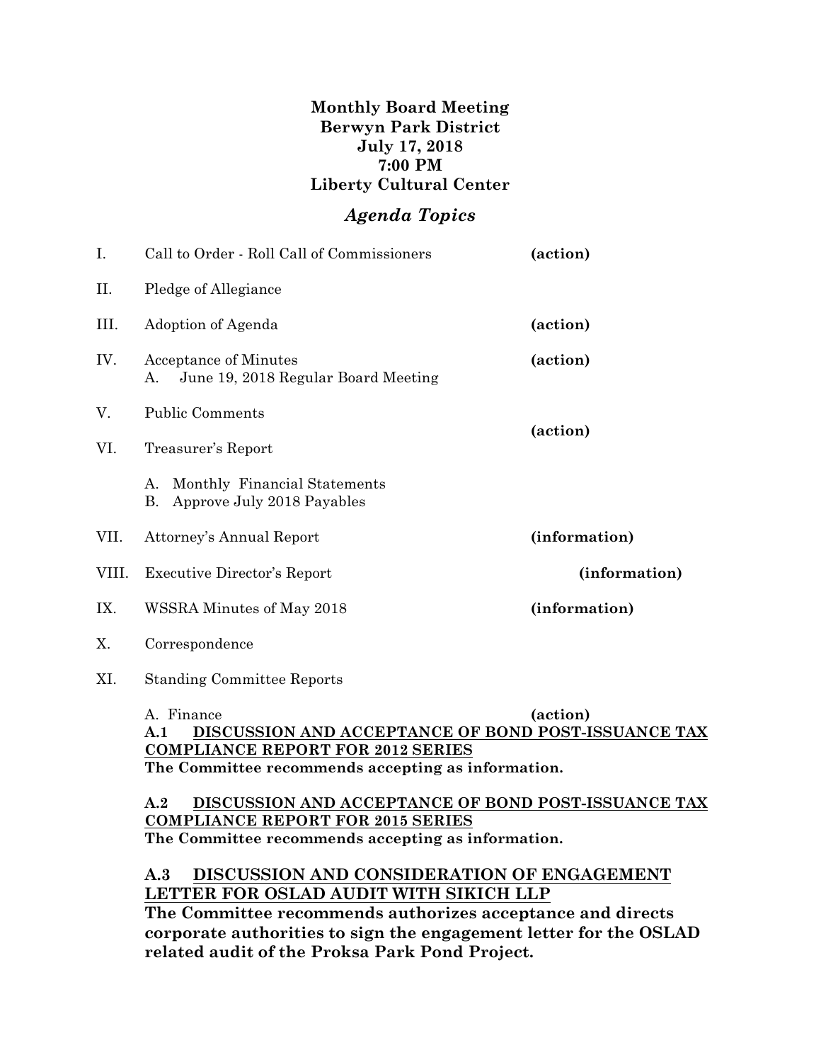**Monthly Board Meeting**
**Berwyn Park District**
**July 17, 2018**
**7:00 PM**
**Liberty Cultural Center**

## *Agenda Topics*

| | | |
|---|---|---|
| I. | Call to Order - Roll Call of Commissioners | **(action)** |
| II. | Pledge of Allegiance | |
| III. | Adoption of Agenda | **(action)** |
| IV. | Acceptance of Minutes<br>A. June 19, 2018 Regular Board Meeting | **(action)** |
| V. | Public Comments | |
| VI. | Treasurer's Report<br>A. Monthly Financial Statements<br>B. Approve July 2018 Payables | **(action)** |
| VII. | Attorney's Annual Report | **(information)** |
| VIII. | Executive Director's Report | **(information)** |
| IX. | WSSRA Minutes of May 2018 | **(information)** |
| X. | Correspondence | |
| XI. | Standing Committee Reports | |

A. Finance **(action)**

**A.1 <u>DISCUSSION AND ACCEPTANCE OF BOND POST-ISSUANCE TAX COMPLIANCE REPORT FOR 2012 SERIES</u>**
**The Committee recommends accepting as information.**

**A.2 <u>DISCUSSION AND ACCEPTANCE OF BOND POST-ISSUANCE TAX COMPLIANCE REPORT FOR 2015 SERIES</u>**
**The Committee recommends accepting as information.**

**A.3 <u>DISCUSSION AND CONSIDERATION OF ENGAGEMENT LETTER FOR OSLAD AUDIT WITH SIKICH LLP</u>**
**The Committee recommends authorizes acceptance and directs corporate authorities to sign the engagement letter for the OSLAD related audit of the Proksa Park Pond Project.**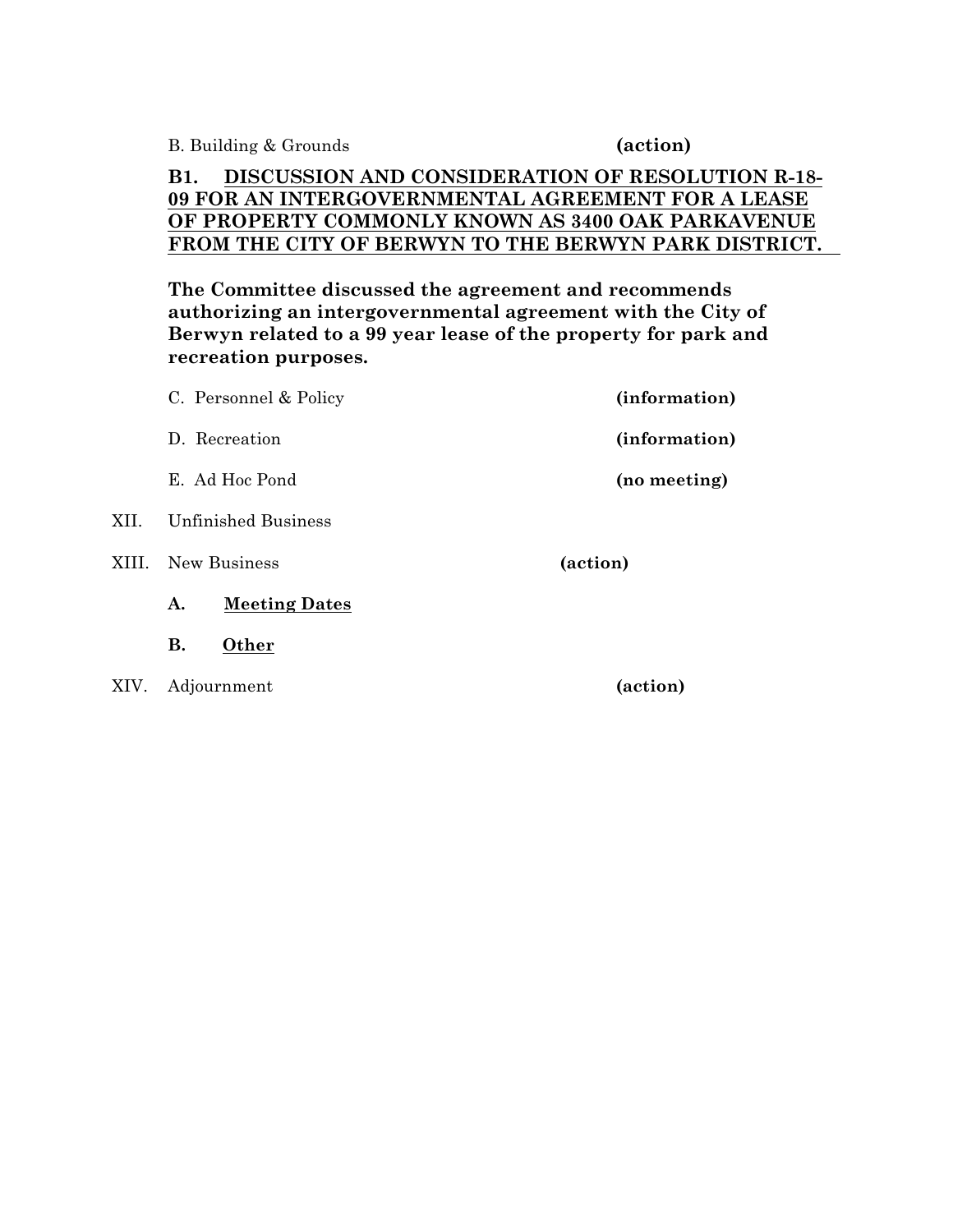B. Building & Grounds **(action)**

**B1. <u>DISCUSSION AND CONSIDERATION OF RESOLUTION R-18-09 FOR AN INTERGOVERNMENTAL AGREEMENT FOR A LEASE OF PROPERTY COMMONLY KNOWN AS 3400 OAK PARKAVENUE FROM THE CITY OF BERWYN TO THE BERWYN PARK DISTRICT.</u>**

**The Committee discussed the agreement and recommends authorizing an intergovernmental agreement with the City of Berwyn related to a 99 year lease of the property for park and recreation purposes.**

C. Personnel & Policy **(information)**

D. Recreation **(information)**

E. Ad Hoc Pond **(no meeting)**

XII. Unfinished Business

XIII. New Business **(action)**

**A. <u>Meeting Dates</u>**

**B. <u>Other</u>**

XIV. Adjournment **(action)**